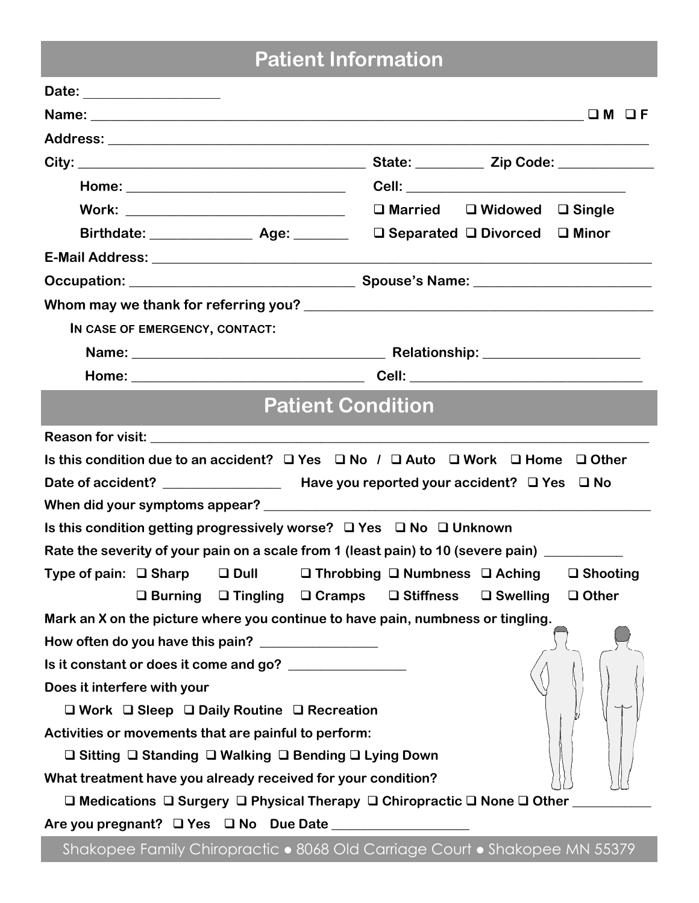## Patient Information

Date: ___________________

Name: ______________________________________________________________________ ❑ M ❑ F

Address: ___________________________________________________________________________

City: ______________________________________ State: _________ Zip Code: _____________

Home: ______________________________ Cell: ______________________________

Work: ______________________________ ❑ Married ❑ Widowed ❑ Single

Birthdate: ______________ Age: ________ ❑ Separated ❑ Divorced ❑ Minor

E-Mail Address: ______________________________________________________________________

Occupation: _______________________________ Spouse's Name: ________________________

Whom may we thank for referring you? ________________________________________________

IN CASE OF EMERGENCY, CONTACT:

Name: ___________________________________ Relationship: _____________________

Home: ________________________________ Cell: ________________________________

## Patient Condition

Reason for visit: ___________________________________________________________________

Is this condition due to an accident? ❑ Yes ❑ No / ❑ Auto ❑ Work ❑ Home ❑ Other

Date of accident? ________________ Have you reported your accident? ❑ Yes ❑ No

When did your symptoms appear? ____________________________________________________

Is this condition getting progressively worse? ❑ Yes ❑ No ❑ Unknown

Rate the severity of your pain on a scale from 1 (least pain) to 10 (severe pain) ___________

Type of pain: ❑ Sharp ❑ Dull ❑ Throbbing ❑ Numbness ❑ Aching ❑ Shooting ❑ Burning ❑ Tingling ❑ Cramps ❑ Stiffness ❑ Swelling ❑ Other

Mark an X on the picture where you continue to have pain, numbness or tingling.

How often do you have this pain? ________________

Is it constant or does it come and go? ________________

Does it interfere with your

❑ Work ❑ Sleep ❑ Daily Routine ❑ Recreation

Activities or movements that are painful to perform:

❑ Sitting ❑ Standing ❑ Walking ❑ Bending ❑ Lying Down

What treatment have you already received for your condition?

❑ Medications ❑ Surgery ❑ Physical Therapy ❑ Chiropractic ❑ None ❑ Other ___________

Are you pregnant? ❑ Yes ❑ No Due Date ___________________

Shakopee Family Chiropractic ● 8068 Old Carriage Court ● Shakopee MN 55379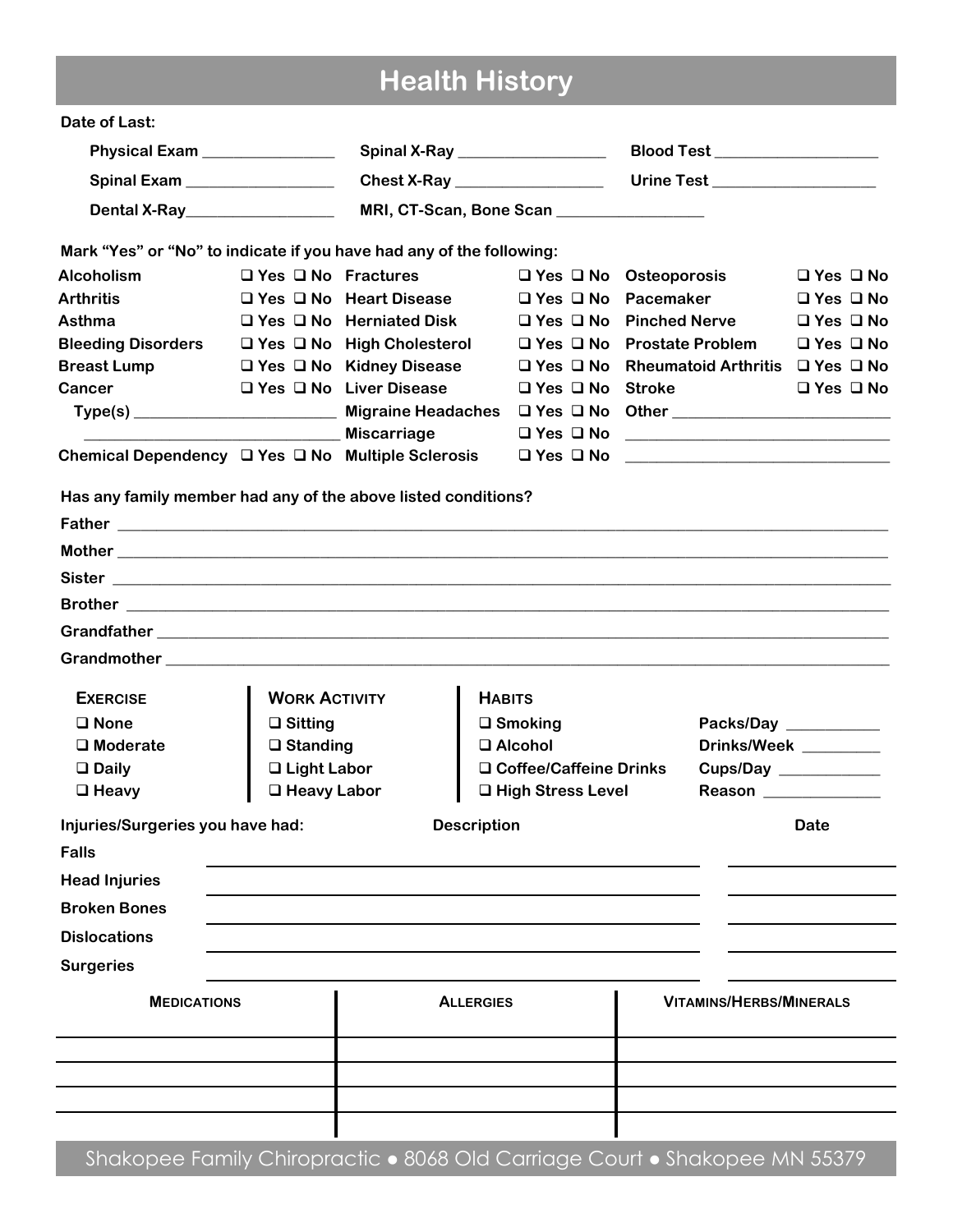# Health History

**Date of Last:**

**Physical Exam** ________________ **Spinal X-Ray** __________________ **Blood Test** ____________________

**Spinal Exam** __________________ **Chest X-Ray** __________________ **Urine Test** ____________________

**Dental X-Ray**__________________ **MRI, CT-Scan, Bone Scan** __________________

**Mark "Yes" or "No" to indicate if you have had any of the following:**

| | | | | | |
|---|---|---|---|---|---|
| **Alcoholism** | ❑ Yes ❑ No | **Fractures** | ❑ Yes ❑ No | **Osteoporosis** | ❑ Yes ❑ No |
| **Arthritis** | ❑ Yes ❑ No | **Heart Disease** | ❑ Yes ❑ No | **Pacemaker** | ❑ Yes ❑ No |
| **Asthma** | ❑ Yes ❑ No | **Herniated Disk** | ❑ Yes ❑ No | **Pinched Nerve** | ❑ Yes ❑ No |
| **Bleeding Disorders** | ❑ Yes ❑ No | **High Cholesterol** | ❑ Yes ❑ No | **Prostate Problem** | ❑ Yes ❑ No |
| **Breast Lump** | ❑ Yes ❑ No | **Kidney Disease** | ❑ Yes ❑ No | **Rheumatoid Arthritis** | ❑ Yes ❑ No |
| **Cancer** | ❑ Yes ❑ No | **Liver Disease** | ❑ Yes ❑ No | **Stroke** | ❑ Yes ❑ No |
| **Type(s)** ________________________ | | **Migraine Headaches** | ❑ Yes ❑ No | **Other** __________________________ | |
| ____________________________ | | **Miscarriage** | ❑ Yes ❑ No | ________________________________ | |
| **Chemical Dependency** | ❑ Yes ❑ No | **Multiple Sclerosis** | ❑ Yes ❑ No | ________________________________ | |

**Has any family member had any of the above listed conditions?**

**Father** ____________________________________________________________

**Mother** ____________________________________________________________

**Sister** ____________________________________________________________

**Brother** ____________________________________________________________

**Grandfather** ____________________________________________________________

**Grandmother** ____________________________________________________________

| **Exercise** | **Work Activity** | **Habits** | |
|---|---|---|---|
| ❑ None | ❑ Sitting | ❑ Smoking | Packs/Day ___________ |
| ❑ Moderate | ❑ Standing | ❑ Alcohol | Drinks/Week _________ |
| ❑ Daily | ❑ Light Labor | ❑ Coffee/Caffeine Drinks | Cups/Day ____________ |
| ❑ Heavy | ❑ Heavy Labor | ❑ High Stress Level | Reason ______________ |

| **Injuries/Surgeries you have had:** | **Description** | **Date** |
|---|---|---|
| **Falls** | | |
| **Head Injuries** | | |
| **Broken Bones** | | |
| **Dislocations** | | |
| **Surgeries** | | |

| **Medications** | **Allergies** | **Vitamins/Herbs/Minerals** |
|---|---|---|
| | | |
| | | |
| | | |
| | | |

Shakopee Family Chiropractic ● 8068 Old Carriage Court ● Shakopee MN 55379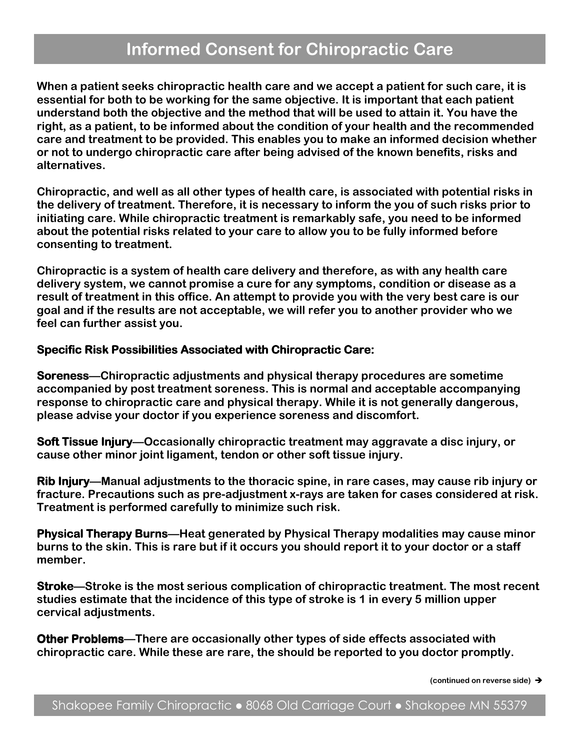# Informed Consent for Chiropractic Care

**When a patient seeks chiropractic health care and we accept a patient for such care, it is essential for both to be working for the same objective. It is important that each patient understand both the objective and the method that will be used to attain it. You have the right, as a patient, to be informed about the condition of your health and the recommended care and treatment to be provided. This enables you to make an informed decision whether or not to undergo chiropractic care after being advised of the known benefits, risks and alternatives.**

**Chiropractic, and well as all other types of health care, is associated with potential risks in the delivery of treatment. Therefore, it is necessary to inform the you of such risks prior to initiating care. While chiropractic treatment is remarkably safe, you need to be informed about the potential risks related to your care to allow you to be fully informed before consenting to treatment.**

**Chiropractic is a system of health care delivery and therefore, as with any health care delivery system, we cannot promise a cure for any symptoms, condition or disease as a result of treatment in this office. An attempt to provide you with the very best care is our goal and if the results are not acceptable, we will refer you to another provider who we feel can further assist you.**

**Specific Risk Possibilities Associated with Chiropractic Care:**

**Soreness—Chiropractic adjustments and physical therapy procedures are sometime accompanied by post treatment soreness. This is normal and acceptable accompanying response to chiropractic care and physical therapy. While it is not generally dangerous, please advise your doctor if you experience soreness and discomfort.**

**Soft Tissue Injury—Occasionally chiropractic treatment may aggravate a disc injury, or cause other minor joint ligament, tendon or other soft tissue injury.**

**Rib Injury—Manual adjustments to the thoracic spine, in rare cases, may cause rib injury or fracture. Precautions such as pre-adjustment x-rays are taken for cases considered at risk. Treatment is performed carefully to minimize such risk.**

**Physical Therapy Burns—Heat generated by Physical Therapy modalities may cause minor burns to the skin. This is rare but if it occurs you should report it to your doctor or a staff member.**

**Stroke—Stroke is the most serious complication of chiropractic treatment. The most recent studies estimate that the incidence of this type of stroke is 1 in every 5 million upper cervical adjustments.**

**Other Problems—There are occasionally other types of side effects associated with chiropractic care. While these are rare, the should be reported to you doctor promptly.**

**(continued on reverse side) ➔**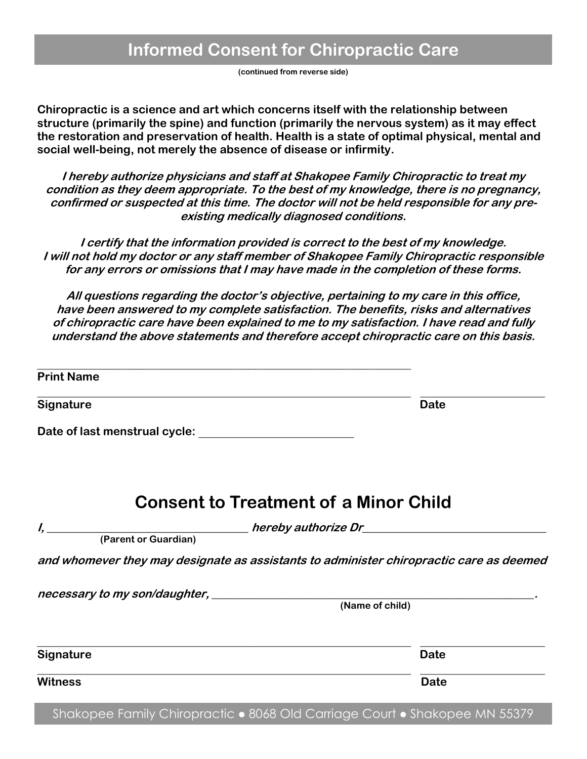# Informed Consent for Chiropractic Care

(continued from reverse side)

**Chiropractic is a science and art which concerns itself with the relationship between structure (primarily the spine) and function (primarily the nervous system) as it may effect the restoration and preservation of health. Health is a state of optimal physical, mental and social well-being, not merely the absence of disease or infirmity.**

***I hereby authorize physicians and staff at Shakopee Family Chiropractic to treat my condition as they deem appropriate. To the best of my knowledge, there is no pregnancy, confirmed or suspected at this time. The doctor will not be held responsible for any pre-existing medically diagnosed conditions.***

***I certify that the information provided is correct to the best of my knowledge. I will not hold my doctor or any staff member of Shakopee Family Chiropractic responsible for any errors or omissions that I may have made in the completion of these forms.***

***All questions regarding the doctor's objective, pertaining to my care in this office, have been answered to my complete satisfaction. The benefits, risks and alternatives of chiropractic care have been explained to me to my satisfaction. I have read and fully understand the above statements and therefore accept chiropractic care on this basis.***

______________________________________________________________
**Print Name**

______________________________________________________________ ____________________
**Signature** **Date**

**Date of last menstrual cycle:** ________________________

## Consent to Treatment of a Minor Child

***I,*** ______________________________ ***hereby authorize Dr***__________________________
**(Parent or Guardian)**

***and whomever they may designate as assistants to administer chiropractic care as deemed***

***necessary to my son/daughter,*** ______________________________________________.
**(Name of child)**

______________________________________________________________ ____________________
**Signature** **Date**

______________________________________________________________ ____________________
**Witness** **Date**

Shakopee Family Chiropractic ● 8068 Old Carriage Court ● Shakopee MN 55379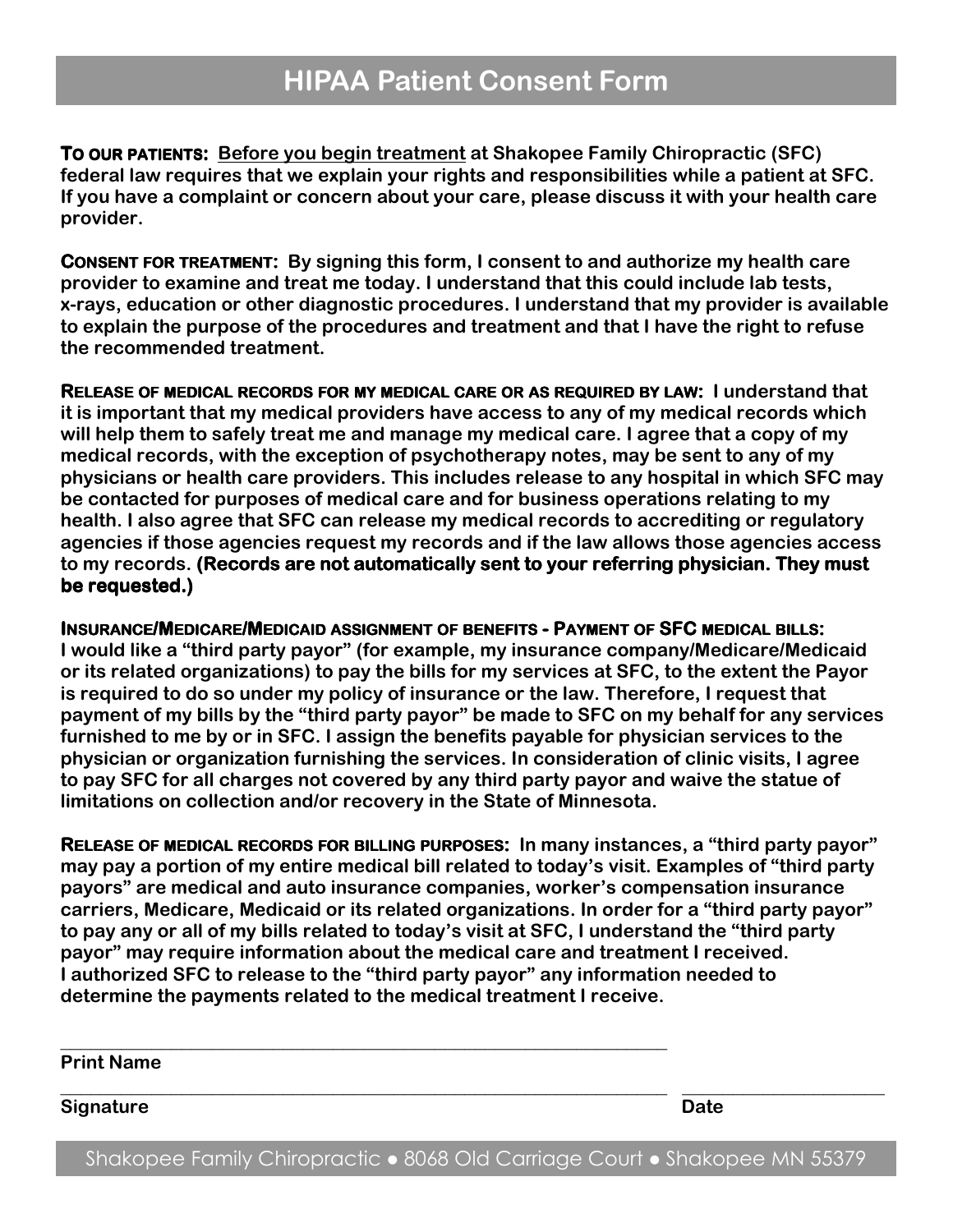# HIPAA Patient Consent Form

**TO OUR PATIENTS:** **Before you begin treatment at Shakopee Family Chiropractic (SFC) federal law requires that we explain your rights and responsibilities while a patient at SFC. If you have a complaint or concern about your care, please discuss it with your health care provider.**

**CONSENT FOR TREATMENT: By signing this form, I consent to and authorize my health care provider to examine and treat me today. I understand that this could include lab tests, x-rays, education or other diagnostic procedures. I understand that my provider is available to explain the purpose of the procedures and treatment and that I have the right to refuse the recommended treatment.**

**RELEASE OF MEDICAL RECORDS FOR MY MEDICAL CARE OR AS REQUIRED BY LAW: I understand that it is important that my medical providers have access to any of my medical records which will help them to safely treat me and manage my medical care. I agree that a copy of my medical records, with the exception of psychotherapy notes, may be sent to any of my physicians or health care providers. This includes release to any hospital in which SFC may be contacted for purposes of medical care and for business operations relating to my health. I also agree that SFC can release my medical records to accrediting or regulatory agencies if those agencies request my records and if the law allows those agencies access to my records. (Records are not automatically sent to your referring physician. They must be requested.)**

**INSURANCE/MEDICARE/MEDICAID ASSIGNMENT OF BENEFITS - PAYMENT OF SFC MEDICAL BILLS: I would like a "third party payor" (for example, my insurance company/Medicare/Medicaid or its related organizations) to pay the bills for my services at SFC, to the extent the Payor is required to do so under my policy of insurance or the law. Therefore, I request that payment of my bills by the "third party payor" be made to SFC on my behalf for any services furnished to me by or in SFC. I assign the benefits payable for physician services to the physician or organization furnishing the services. In consideration of clinic visits, I agree to pay SFC for all charges not covered by any third party payor and waive the statue of limitations on collection and/or recovery in the State of Minnesota.**

**RELEASE OF MEDICAL RECORDS FOR BILLING PURPOSES: In many instances, a "third party payor" may pay a portion of my entire medical bill related to today's visit. Examples of "third party payors" are medical and auto insurance companies, worker's compensation insurance carriers, Medicare, Medicaid or its related organizations. In order for a "third party payor" to pay any or all of my bills related to today's visit at SFC, I understand the "third party payor" may require information about the medical care and treatment I received. I authorized SFC to release to the "third party payor" any information needed to determine the payments related to the medical treatment I receive.**

\_\_\_\_\_\_\_\_\_\_\_\_\_\_\_\_\_\_\_\_\_\_\_\_\_\_\_\_\_\_\_\_\_\_\_\_\_\_\_\_\_\_\_\_\_\_\_\_\_\_\_\_\_\_\_\_\_\_\_\_
**Print Name**

\_\_\_\_\_\_\_\_\_\_\_\_\_\_\_\_\_\_\_\_\_\_\_\_\_\_\_\_\_\_\_\_\_\_\_\_\_\_\_\_\_\_\_\_\_\_\_\_\_\_\_\_\_\_\_\_\_\_\_\_ \_\_\_\_\_\_\_\_\_\_\_\_\_\_\_\_\_\_\_\_
**Signature** **Date**

Shakopee Family Chiropractic ● 8068 Old Carriage Court ● Shakopee MN 55379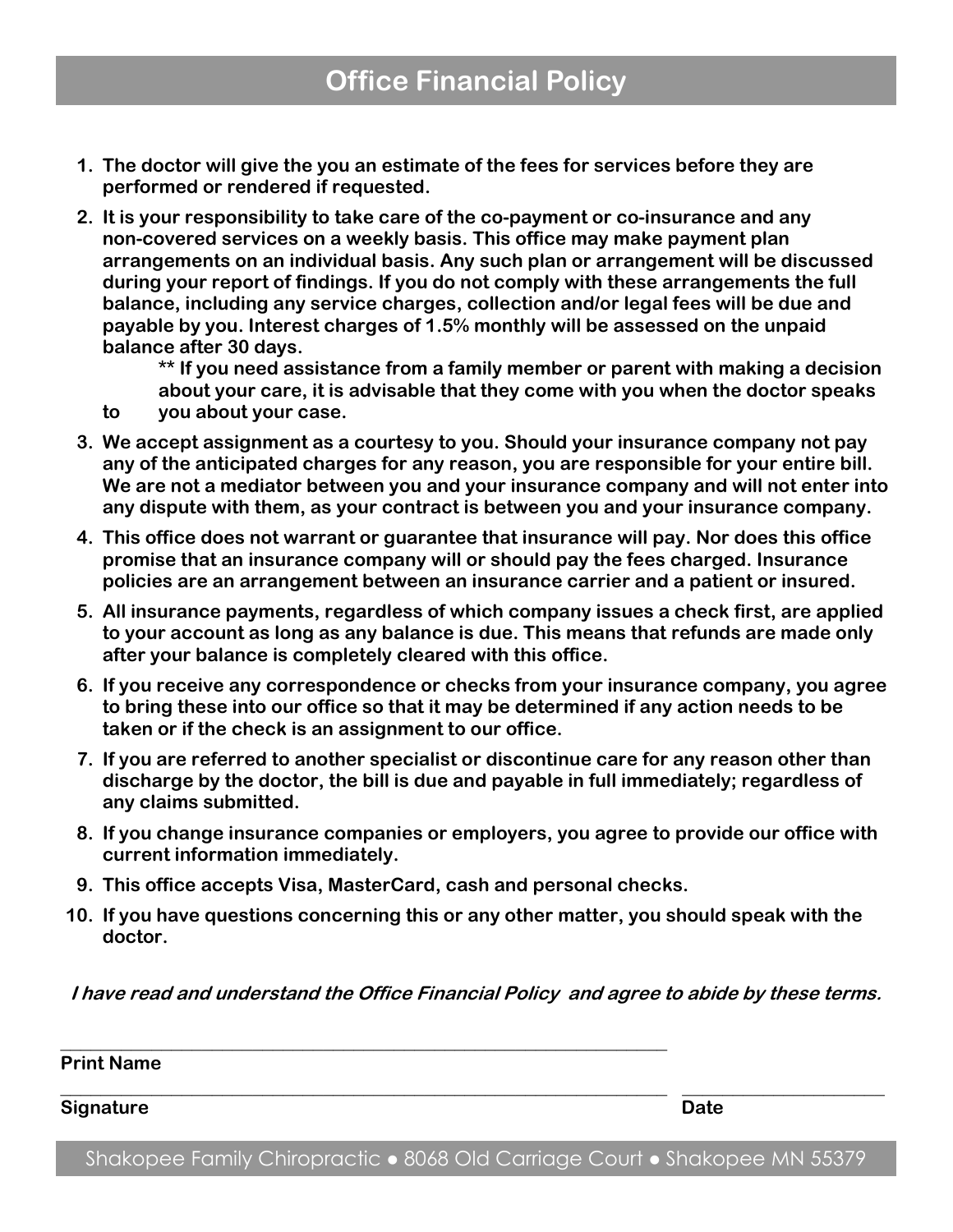# Office Financial Policy

1. **The doctor will give the you an estimate of the fees for services before they are performed or rendered if requested.**
2. **It is your responsibility to take care of the co-payment or co-insurance and any non-covered services on a weekly basis. This office may make payment plan arrangements on an individual basis. Any such plan or arrangement will be discussed during your report of findings. If you do not comply with these arrangements the full balance, including any service charges, collection and/or legal fees will be due and payable by you. Interest charges of 1.5% monthly will be assessed on the unpaid balance after 30 days.**

   **\*\* If you need assistance from a family member or parent with making a decision about your care, it is advisable that they come with you when the doctor speaks to you about your case.**
3. **We accept assignment as a courtesy to you. Should your insurance company not pay any of the anticipated charges for any reason, you are responsible for your entire bill. We are not a mediator between you and your insurance company and will not enter into any dispute with them, as your contract is between you and your insurance company.**
4. **This office does not warrant or guarantee that insurance will pay. Nor does this office promise that an insurance company will or should pay the fees charged. Insurance policies are an arrangement between an insurance carrier and a patient or insured.**
5. **All insurance payments, regardless of which company issues a check first, are applied to your account as long as any balance is due. This means that refunds are made only after your balance is completely cleared with this office.**
6. **If you receive any correspondence or checks from your insurance company, you agree to bring these into our office so that it may be determined if any action needs to be taken or if the check is an assignment to our office.**
7. **If you are referred to another specialist or discontinue care for any reason other than discharge by the doctor, the bill is due and payable in full immediately; regardless of any claims submitted.**
8. **If you change insurance companies or employers, you agree to provide our office with current information immediately.**
9. **This office accepts Visa, MasterCard, cash and personal checks.**
10. **If you have questions concerning this or any other matter, you should speak with the doctor.**

***I have read and understand the Office Financial Policy and agree to abide by these terms.***

\_\_\_\_\_\_\_\_\_\_\_\_\_\_\_\_\_\_\_\_\_\_\_\_\_\_\_\_\_\_\_\_\_\_\_\_\_\_\_\_\_\_\_\_\_\_\_\_

**Print Name**

\_\_\_\_\_\_\_\_\_\_\_\_\_\_\_\_\_\_\_\_\_\_\_\_\_\_\_\_\_\_\_\_\_\_\_\_\_\_\_\_\_\_\_\_\_\_\_\_ \_\_\_\_\_\_\_\_\_\_\_\_\_\_\_\_\_\_\_\_

**Signature** **Date**

Shakopee Family Chiropractic ● 8068 Old Carriage Court ● Shakopee MN 55379